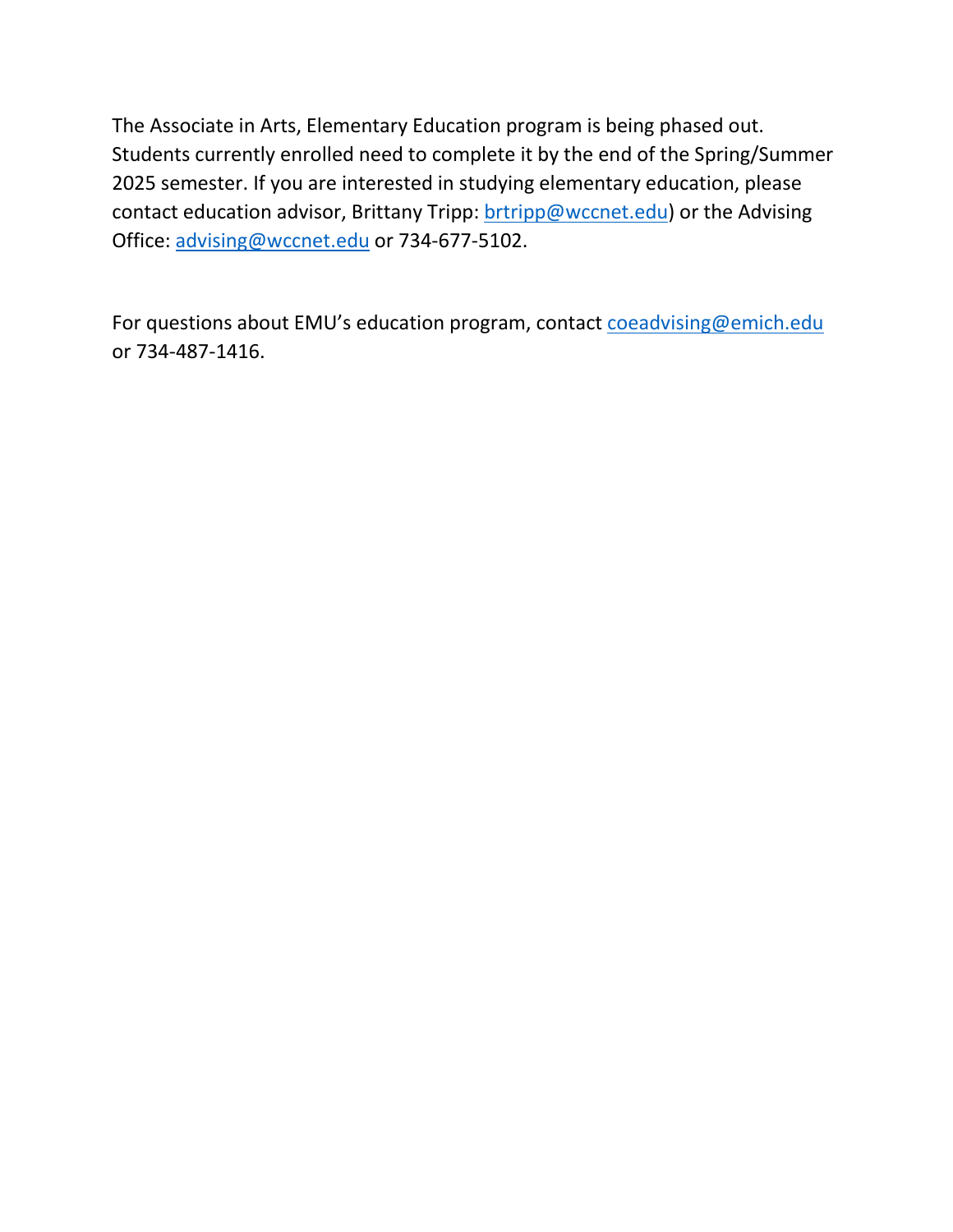The Associate in Arts, Elementary Education program is being phased out. Students currently enrolled need to complete it by the end of the Spring/Summer 2025 semester. If you are interested in studying elementary education, please contact education advisor, Brittany Tripp: brtripp@wccnet.edu) or the Advising Office: advising@wccnet.edu or 734-677-5102.

For questions about EMU's education program, contact coeadvising@emich.edu or 734-487-1416.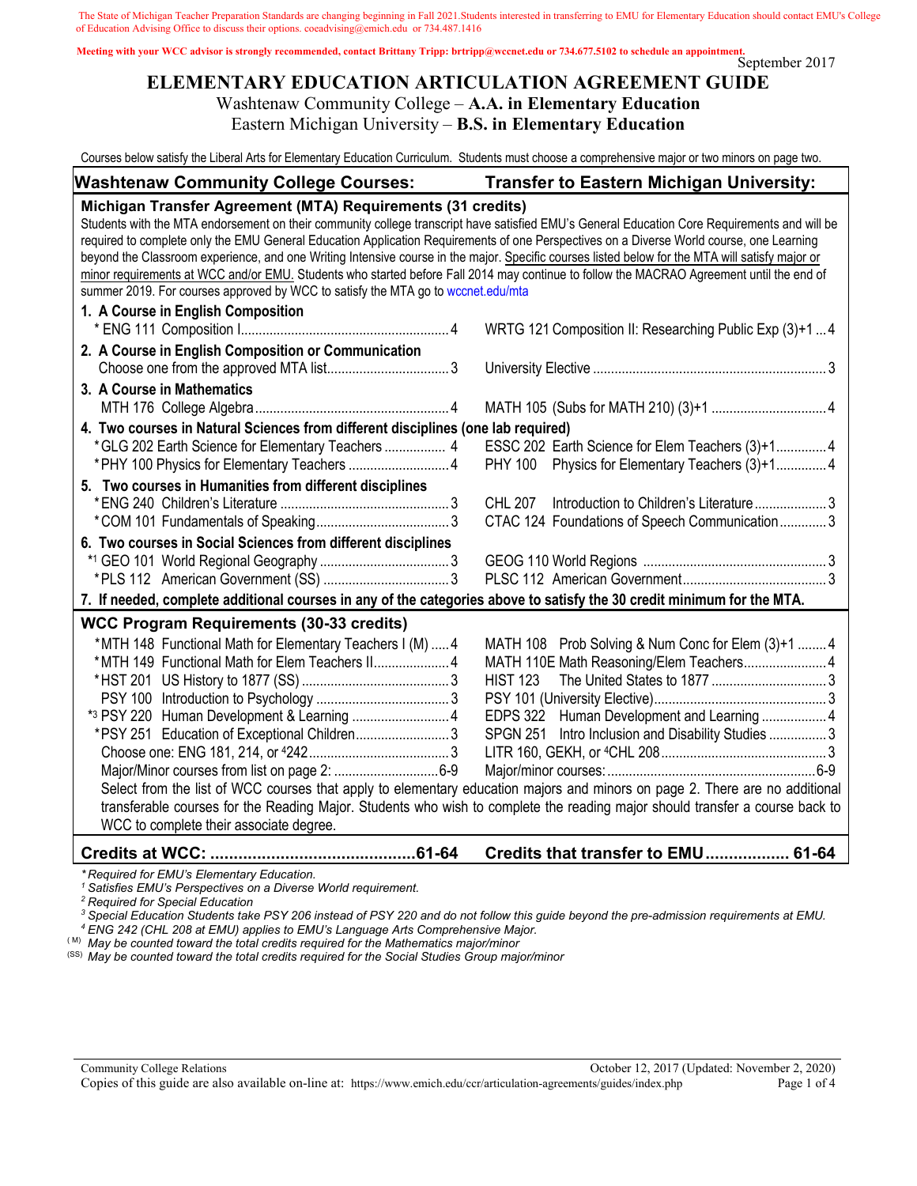The State of Michigan Teacher Preparation Standards are changing beginning in Fall 2021.Students interested in transferring to EMU for Elementary Education should contact EMU's College of Education Advising Office to discuss their options. coeadvising@emich.edu or 734.487.1416

**Meeting with your WCC advisor is strongly recommended, contact Brittany Tripp: brtripp@wccnet.edu or 734.677.5102 to schedule an appointment.**

September 2017

# ELEMENTARY EDUCATION ARTICULATION AGREEMENT GUIDE

Washtenaw Community College – **A.A. in Elementary Education**
Eastern Michigan University – **B.S. in Elementary Education**

Courses below satisfy the Liberal Arts for Elementary Education Curriculum. Students must choose a comprehensive major or two minors on page two.

| Washtenaw Community College Courses: | Transfer to Eastern Michigan University: |
|---|---|
| **Michigan Transfer Agreement (MTA) Requirements (31 credits)** | |
| Students with the MTA endorsement on their community college transcript have satisfied EMU's General Education Core Requirements and will be required to complete only the EMU General Education Application Requirements of one Perspectives on a Diverse World course, one Learning beyond the Classroom experience, and one Writing Intensive course in the major. Specific courses listed below for the MTA will satisfy major or minor requirements at WCC and/or EMU. Students who started before Fall 2014 may continue to follow the MACRAO Agreement until the end of summer 2019. For courses approved by WCC to satisfy the MTA go to wccnet.edu/mta | |
| **1. A Course in English Composition** | |
| * ENG 111 Composition I ... 4 | WRTG 121 Composition II: Researching Public Exp (3)+1 ... 4 |
| **2. A Course in English Composition or Communication** | |
| Choose one from the approved MTA list ... 3 | University Elective ... 3 |
| **3. A Course in Mathematics** | |
| MTH 176 College Algebra ... 4 | MATH 105 (Subs for MATH 210) (3)+1 ... 4 |
| **4. Two courses in Natural Sciences from different disciplines (one lab required)** | |
| * GLG 202 Earth Science for Elementary Teachers ... 4 | ESSC 202 Earth Science for Elem Teachers (3)+1 ... 4 |
| * PHY 100 Physics for Elementary Teachers ... 4 | PHY 100 Physics for Elementary Teachers (3)+1 ... 4 |
| **5. Two courses in Humanities from different disciplines** | |
| * ENG 240 Children's Literature ... 3 | CHL 207 Introduction to Children's Literature ... 3 |
| * COM 101 Fundamentals of Speaking ... 3 | CTAC 124 Foundations of Speech Communication ... 3 |
| **6. Two courses in Social Sciences from different disciplines** | |
| *[1] GEO 101 World Regional Geography ... 3 | GEOG 110 World Regions ... 3 |
| * PLS 112 American Government (SS) ... 3 | PLSC 112 American Government ... 3 |
| **7. If needed, complete additional courses in any of the categories above to satisfy the 30 credit minimum for the MTA.** | |
| **WCC Program Requirements (30-33 credits)** | |
| * MTH 148 Functional Math for Elementary Teachers I (M) ... 4 | MATH 108 Prob Solving & Num Conc for Elem (3)+1 ... 4 |
| * MTH 149 Functional Math for Elem Teachers II ... 4 | MATH 110E Math Reasoning/Elem Teachers ... 4 |
| * HST 201 US History to 1877 (SS) ... 3 | HIST 123 The United States to 1877 ... 3 |
| PSY 100 Introduction to Psychology ... 3 | PSY 101 (University Elective) ... 3 |
| *[3] PSY 220 Human Development & Learning ... 4 | EDPS 322 Human Development and Learning ... 4 |
| * PSY 251 Education of Exceptional Children ... 3 | SPGN 251 Intro Inclusion and Disability Studies ... 3 |
| Choose one: ENG 181, 214, or [4]242 ... 3 | LITR 160, GEKH, or [4]CHL 208 ... 3 |
| Major/Minor courses from list on page 2: ... 6-9 | Major/minor courses: ... 6-9 |
| Select from the list of WCC courses that apply to elementary education majors and minors on page 2. There are no additional transferable courses for the Reading Major. Students who wish to complete the reading major should transfer a course back to WCC to complete their associate degree. | |
| **Credits at WCC: ... 61-64** | **Credits that transfer to EMU ... 61-64** |

*\* Required for EMU's Elementary Education.*
*[1] Satisfies EMU's Perspectives on a Diverse World requirement.*
*[2] Required for Special Education*
*[3] Special Education Students take PSY 206 instead of PSY 220 and do not follow this guide beyond the pre-admission requirements at EMU.*
*[4] ENG 242 (CHL 208 at EMU) applies to EMU's Language Arts Comprehensive Major.*
*(M) May be counted toward the total credits required for the Mathematics major/minor*
*(SS) May be counted toward the total credits required for the Social Studies Group major/minor*

Community College Relations — October 12, 2017 (Updated: November 2, 2020)
Copies of this guide are also available on-line at: https://www.emich.edu/ccr/articulation-agreements/guides/index.php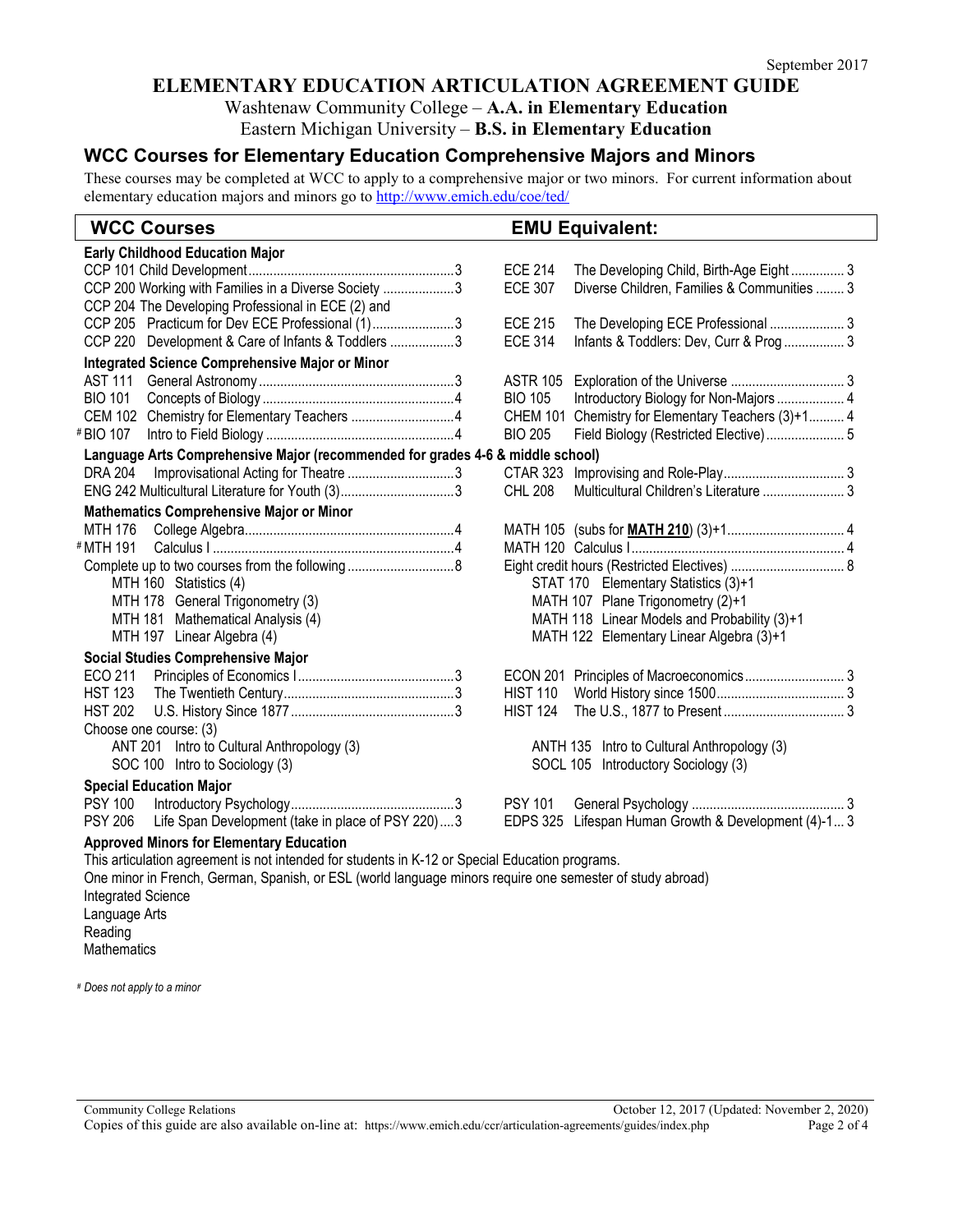September 2017

# ELEMENTARY EDUCATION ARTICULATION AGREEMENT GUIDE

Washtenaw Community College – **A.A. in Elementary Education**
Eastern Michigan University – **B.S. in Elementary Education**

## WCC Courses for Elementary Education Comprehensive Majors and Minors

These courses may be completed at WCC to apply to a comprehensive major or two minors. For current information about elementary education majors and minors go to http://www.emich.edu/coe/ted/

| WCC Courses | | EMU Equivalent: | |
|---|---|---|---|
| **Early Childhood Education Major** | | | |
| CCP 101 Child Development | 3 | ECE 214 The Developing Child, Birth-Age Eight | 3 |
| CCP 200 Working with Families in a Diverse Society | 3 | ECE 307 Diverse Children, Families & Communities | 3 |
| CCP 204 The Developing Professional in ECE (2) and | | | |
| CCP 205 Practicum for Dev ECE Professional (1) | 3 | ECE 215 The Developing ECE Professional | 3 |
| CCP 220 Development & Care of Infants & Toddlers | 3 | ECE 314 Infants & Toddlers: Dev, Curr & Prog | 3 |
| **Integrated Science Comprehensive Major or Minor** | | | |
| AST 111 General Astronomy | 3 | ASTR 105 Exploration of the Universe | 3 |
| BIO 101 Concepts of Biology | 4 | BIO 105 Introductory Biology for Non-Majors | 4 |
| CEM 102 Chemistry for Elementary Teachers | 4 | CHEM 101 Chemistry for Elementary Teachers (3)+1 | 4 |
| # BIO 107 Intro to Field Biology | 4 | BIO 205 Field Biology (Restricted Elective) | 5 |
| **Language Arts Comprehensive Major (recommended for grades 4-6 & middle school)** | | | |
| DRA 204 Improvisational Acting for Theatre | 3 | CTAR 323 Improvising and Role-Play | 3 |
| ENG 242 Multicultural Literature for Youth (3) | 3 | CHL 208 Multicultural Children's Literature | 3 |
| **Mathematics Comprehensive Major or Minor** | | | |
| MTH 176 College Algebra | 4 | MATH 105 (subs for **MATH 210**) (3)+1 | 4 |
| # MTH 191 Calculus I | 4 | MATH 120 Calculus I | 4 |
| Complete up to two courses from the following | 8 | Eight credit hours (Restricted Electives) | 8 |
| MTH 160 Statistics (4) | | STAT 170 Elementary Statistics (3)+1 | |
| MTH 178 General Trigonometry (3) | | MATH 107 Plane Trigonometry (2)+1 | |
| MTH 181 Mathematical Analysis (4) | | MATH 118 Linear Models and Probability (3)+1 | |
| MTH 197 Linear Algebra (4) | | MATH 122 Elementary Linear Algebra (3)+1 | |
| **Social Studies Comprehensive Major** | | | |
| ECO 211 Principles of Economics I | 3 | ECON 201 Principles of Macroeconomics | 3 |
| HST 123 The Twentieth Century | 3 | HIST 110 World History since 1500 | 3 |
| HST 202 U.S. History Since 1877 | 3 | HIST 124 The U.S., 1877 to Present | 3 |
| Choose one course: (3) | | | |
| ANT 201 Intro to Cultural Anthropology (3) | | ANTH 135 Intro to Cultural Anthropology (3) | |
| SOC 100 Intro to Sociology (3) | | SOCL 105 Introductory Sociology (3) | |
| **Special Education Major** | | | |
| PSY 100 Introductory Psychology | 3 | PSY 101 General Psychology | 3 |
| PSY 206 Life Span Development (take in place of PSY 220) | 3 | EDPS 325 Lifespan Human Growth & Development (4)-1 | 3 |

**Approved Minors for Elementary Education**

This articulation agreement is not intended for students in K-12 or Special Education programs.

One minor in French, German, Spanish, or ESL (world language minors require one semester of study abroad)

Integrated Science
Language Arts
Reading
Mathematics

*# Does not apply to a minor*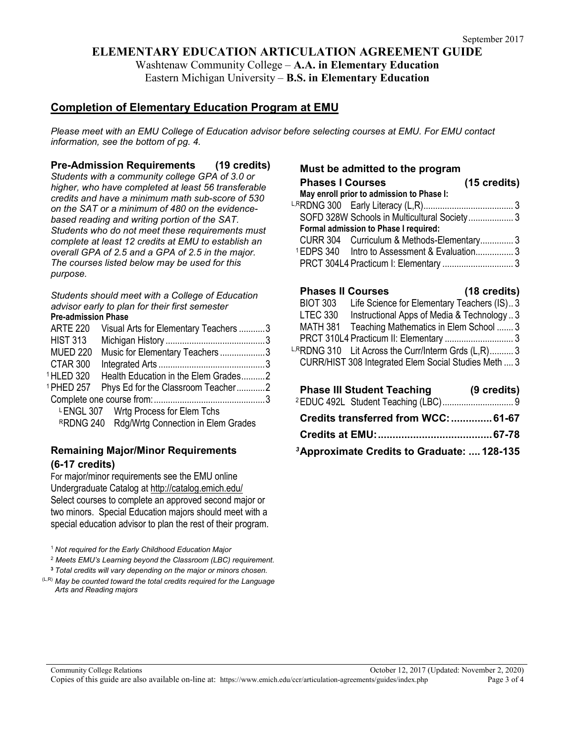September 2017

# ELEMENTARY EDUCATION ARTICULATION AGREEMENT GUIDE

Washtenaw Community College – **A.A. in Elementary Education**
Eastern Michigan University – **B.S. in Elementary Education**

## Completion of Elementary Education Program at EMU

*Please meet with an EMU College of Education advisor before selecting courses at EMU. For EMU contact information, see the bottom of pg. 4.*

### Pre-Admission Requirements (19 credits)

*Students with a community college GPA of 3.0 or higher, who have completed at least 56 transferable credits and have a minimum math sub-score of 530 on the SAT or a minimum of 480 on the evidence-based reading and writing portion of the SAT. Students who do not meet these requirements must complete at least 12 credits at EMU to establish an overall GPA of 2.5 and a GPA of 2.5 in the major. The courses listed below may be used for this purpose.*

*Students should meet with a College of Education advisor early to plan for their first semester*

**Pre-admission Phase**

| Course | Title | Credits |
|---|---|---|
| ARTE 220 | Visual Arts for Elementary Teachers | 3 |
| HIST 313 | Michigan History | 3 |
| MUED 220 | Music for Elementary Teachers | 3 |
| CTAR 300 | Integrated Arts | 3 |
| [1] HLED 320 | Health Education in the Elem Grades | 2 |
| [1] PHED 257 | Phys Ed for the Classroom Teacher | 2 |
| Complete one course from: | | 3 |
| [L] ENGL 307 | Wrtg Process for Elem Tchs | |
| [R] RDNG 240 | Rdg/Wrtg Connection in Elem Grades | |

### Remaining Major/Minor Requirements (6-17 credits)

For major/minor requirements see the EMU online Undergraduate Catalog at http://catalog.emich.edu/ Select courses to complete an approved second major or two minors. Special Education majors should meet with a special education advisor to plan the rest of their program.

### Must be admitted to the program

### Phases I Courses (15 credits)

**May enroll prior to admission to Phase I:**

| Course | Title | Credits |
|---|---|---|
| [L,R] RDNG 300 | Early Literacy (L,R) | 3 |
| SOFD 328W | Schools in Multicultural Society | 3 |

**Formal admission to Phase I required:**

| Course | Title | Credits |
|---|---|---|
| CURR 304 | Curriculum & Methods-Elementary | 3 |
| [1] EDPS 340 | Intro to Assessment & Evaluation | 3 |
| PRCT 304L4 | Practicum I: Elementary | 3 |

### Phases II Courses (18 credits)

| Course | Title | Credits |
|---|---|---|
| BIOT 303 | Life Science for Elementary Teachers (IS) | 3 |
| LTEC 330 | Instructional Apps of Media & Technology | 3 |
| MATH 381 | Teaching Mathematics in Elem School | 3 |
| PRCT 310L4 | Practicum II: Elementary | 3 |
| [L,R] RDNG 310 | Lit Across the Curr/Interm Grds (L,R) | 3 |
| CURR/HIST 308 | Integrated Elem Social Studies Meth | 3 |

### Phase III Student Teaching (9 credits)

| Course | Title | Credits |
|---|---|---|
| [2] EDUC 492L | Student Teaching (LBC) | 9 |

**Credits transferred from WCC: 61-67**

**Credits at EMU: 67-78**

**[3] Approximate Credits to Graduate: 128-135**

[1] *Not required for the Early Childhood Education Major*

[2] *Meets EMU's Learning beyond the Classroom (LBC) requirement.*

[3] *Total credits will vary depending on the major or minors chosen.*

(L,R) *May be counted toward the total credits required for the Language Arts and Reading majors*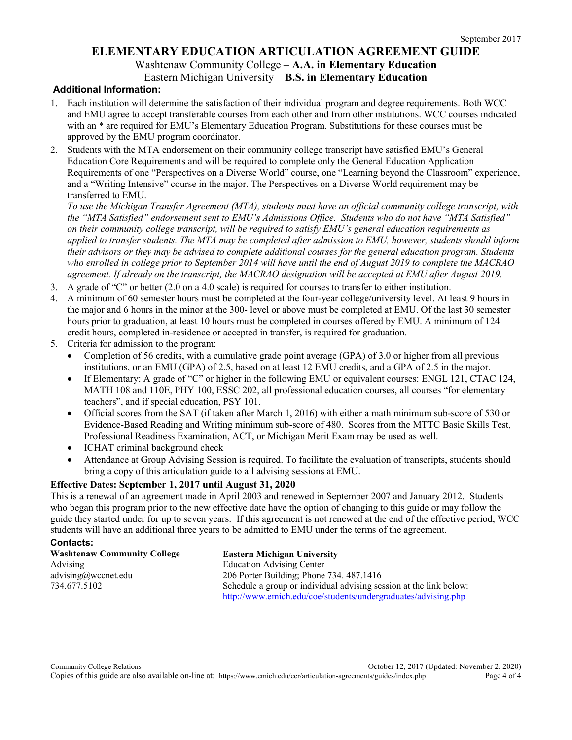September 2017

# ELEMENTARY EDUCATION ARTICULATION AGREEMENT GUIDE

Washtenaw Community College – **A.A. in Elementary Education**
Eastern Michigan University – **B.S. in Elementary Education**

## Additional Information:

1. Each institution will determine the satisfaction of their individual program and degree requirements. Both WCC and EMU agree to accept transferable courses from each other and from other institutions. WCC courses indicated with an * are required for EMU's Elementary Education Program. Substitutions for these courses must be approved by the EMU program coordinator.
2. Students with the MTA endorsement on their community college transcript have satisfied EMU's General Education Core Requirements and will be required to complete only the General Education Application Requirements of one "Perspectives on a Diverse World" course, one "Learning beyond the Classroom" experience, and a "Writing Intensive" course in the major. The Perspectives on a Diverse World requirement may be transferred to EMU.
   *To use the Michigan Transfer Agreement (MTA), students must have an official community college transcript, with the "MTA Satisfied" endorsement sent to EMU's Admissions Office. Students who do not have "MTA Satisfied" on their community college transcript, will be required to satisfy EMU's general education requirements as applied to transfer students. The MTA may be completed after admission to EMU, however, students should inform their advisors or they may be advised to complete additional courses for the general education program. Students who enrolled in college prior to September 2014 will have until the end of August 2019 to complete the MACRAO agreement. If already on the transcript, the MACRAO designation will be accepted at EMU after August 2019.*
3. A grade of "C" or better (2.0 on a 4.0 scale) is required for courses to transfer to either institution.
4. A minimum of 60 semester hours must be completed at the four-year college/university level. At least 9 hours in the major and 6 hours in the minor at the 300- level or above must be completed at EMU. Of the last 30 semester hours prior to graduation, at least 10 hours must be completed in courses offered by EMU. A minimum of 124 credit hours, completed in-residence or accepted in transfer, is required for graduation.
5. Criteria for admission to the program:
   - Completion of 56 credits, with a cumulative grade point average (GPA) of 3.0 or higher from all previous institutions, or an EMU (GPA) of 2.5, based on at least 12 EMU credits, and a GPA of 2.5 in the major.
   - If Elementary: A grade of "C" or higher in the following EMU or equivalent courses: ENGL 121, CTAC 124, MATH 108 and 110E, PHY 100, ESSC 202, all professional education courses, all courses "for elementary teachers", and if special education, PSY 101.
   - Official scores from the SAT (if taken after March 1, 2016) with either a math minimum sub-score of 530 or Evidence-Based Reading and Writing minimum sub-score of 480. Scores from the MTTC Basic Skills Test, Professional Readiness Examination, ACT, or Michigan Merit Exam may be used as well.
   - ICHAT criminal background check
   - Attendance at Group Advising Session is required. To facilitate the evaluation of transcripts, students should bring a copy of this articulation guide to all advising sessions at EMU.

**Effective Dates: September 1, 2017 until August 31, 2020**

This is a renewal of an agreement made in April 2003 and renewed in September 2007 and January 2012. Students who began this program prior to the new effective date have the option of changing to this guide or may follow the guide they started under for up to seven years. If this agreement is not renewed at the end of the effective period, WCC students will have an additional three years to be admitted to EMU under the terms of the agreement.

## Contacts:

**Washtenaw Community College**
Advising
advising@wccnet.edu
734.677.5102

**Eastern Michigan University**
Education Advising Center
206 Porter Building; Phone 734. 487.1416
Schedule a group or individual advising session at the link below:
http://www.emich.edu/coe/students/undergraduates/advising.php

Community College Relations — October 12, 2017 (Updated: November 2, 2020)
Copies of this guide are also available on-line at: https://www.emich.edu/ccr/articulation-agreements/guides/index.php